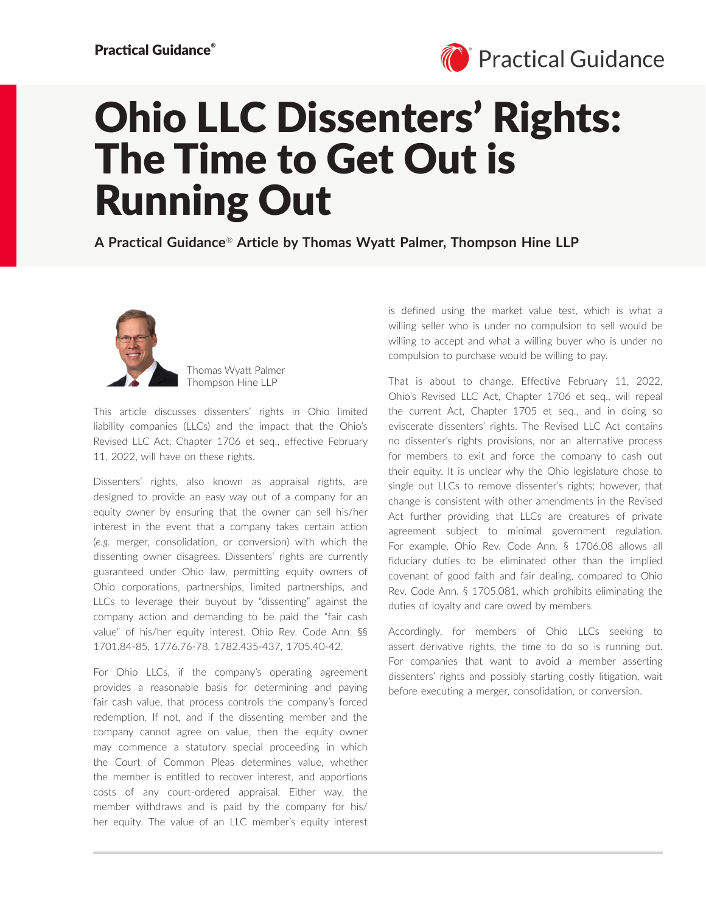# Ohio LLC Dissenters' Rights: The Time to Get Out is Running Out

**A Practical Guidance® Article by Thomas Wyatt Palmer, Thompson Hine LLP**

Thomas Wyatt Palmer
Thompson Hine LLP

This article discusses dissenters' rights in Ohio limited liability companies (LLCs) and the impact that the Ohio's Revised LLC Act, Chapter 1706 et seq., effective February 11, 2022, will have on these rights.

Dissenters' rights, also known as appraisal rights, are designed to provide an easy way out of a company for an equity owner by ensuring that the owner can sell his/her interest in the event that a company takes certain action (*e.g.* merger, consolidation, or conversion) with which the dissenting owner disagrees. Dissenters' rights are currently guaranteed under Ohio law, permitting equity owners of Ohio corporations, partnerships, limited partnerships, and LLCs to leverage their buyout by "dissenting" against the company action and demanding to be paid the "fair cash value" of his/her equity interest. Ohio Rev. Code Ann. §§ 1701.84-85, 1776.76-78, 1782.435-437, 1705.40-42.

For Ohio LLCs, if the company's operating agreement provides a reasonable basis for determining and paying fair cash value, that process controls the company's forced redemption. If not, and if the dissenting member and the company cannot agree on value, then the equity owner may commence a statutory special proceeding in which the Court of Common Pleas determines value, whether the member is entitled to recover interest, and apportions costs of any court-ordered appraisal. Either way, the member withdraws and is paid by the company for his/her equity. The value of an LLC member's equity interest is defined using the market value test, which is what a willing seller who is under no compulsion to sell would be willing to accept and what a willing buyer who is under no compulsion to purchase would be willing to pay.

That is about to change. Effective February 11, 2022, Ohio's Revised LLC Act, Chapter 1706 et seq., will repeal the current Act, Chapter 1705 et seq., and in doing so eviscerate dissenters' rights. The Revised LLC Act contains no dissenter's rights provisions, nor an alternative process for members to exit and force the company to cash out their equity. It is unclear why the Ohio legislature chose to single out LLCs to remove dissenter's rights; however, that change is consistent with other amendments in the Revised Act further providing that LLCs are creatures of private agreement subject to minimal government regulation. For example, Ohio Rev. Code Ann. § 1706.08 allows all fiduciary duties to be eliminated other than the implied covenant of good faith and fair dealing, compared to Ohio Rev. Code Ann. § 1705.081, which prohibits eliminating the duties of loyalty and care owed by members.

Accordingly, for members of Ohio LLCs seeking to assert derivative rights, the time to do so is running out. For companies that want to avoid a member asserting dissenters' rights and possibly starting costly litigation, wait before executing a merger, consolidation, or conversion.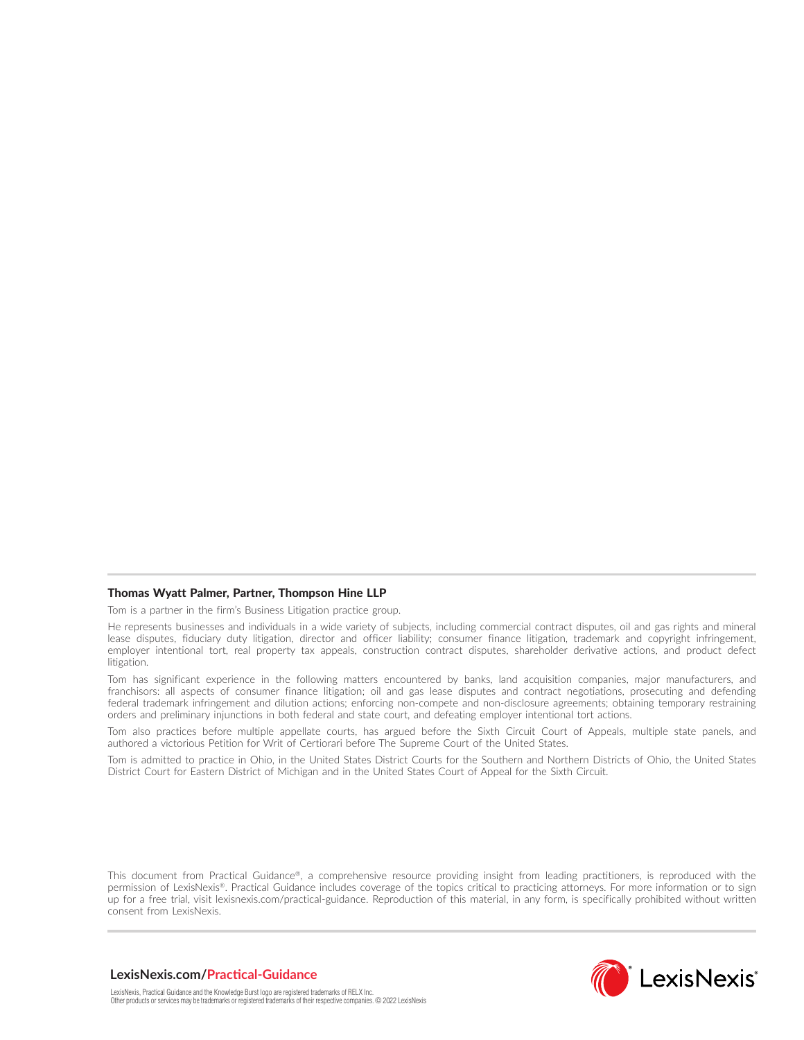**Thomas Wyatt Palmer, Partner, Thompson Hine LLP**

Tom is a partner in the firm's Business Litigation practice group.

He represents businesses and individuals in a wide variety of subjects, including commercial contract disputes, oil and gas rights and mineral lease disputes, fiduciary duty litigation, director and officer liability; consumer finance litigation, trademark and copyright infringement, employer intentional tort, real property tax appeals, construction contract disputes, shareholder derivative actions, and product defect litigation.

Tom has significant experience in the following matters encountered by banks, land acquisition companies, major manufacturers, and franchisors: all aspects of consumer finance litigation; oil and gas lease disputes and contract negotiations, prosecuting and defending federal trademark infringement and dilution actions; enforcing non-compete and non-disclosure agreements; obtaining temporary restraining orders and preliminary injunctions in both federal and state court, and defeating employer intentional tort actions.

Tom also practices before multiple appellate courts, has argued before the Sixth Circuit Court of Appeals, multiple state panels, and authored a victorious Petition for Writ of Certiorari before The Supreme Court of the United States.

Tom is admitted to practice in Ohio, in the United States District Courts for the Southern and Northern Districts of Ohio, the United States District Court for Eastern District of Michigan and in the United States Court of Appeal for the Sixth Circuit.

This document from Practical Guidance®, a comprehensive resource providing insight from leading practitioners, is reproduced with the permission of LexisNexis®. Practical Guidance includes coverage of the topics critical to practicing attorneys. For more information or to sign up for a free trial, visit lexisnexis.com/practical-guidance. Reproduction of this material, in any form, is specifically prohibited without written consent from LexisNexis.

**LexisNexis.com/Practical-Guidance**

LexisNexis, Practical Guidance and the Knowledge Burst logo are registered trademarks of RELX Inc.
Other products or services may be trademarks or registered trademarks of their respective companies. © 2022 LexisNexis